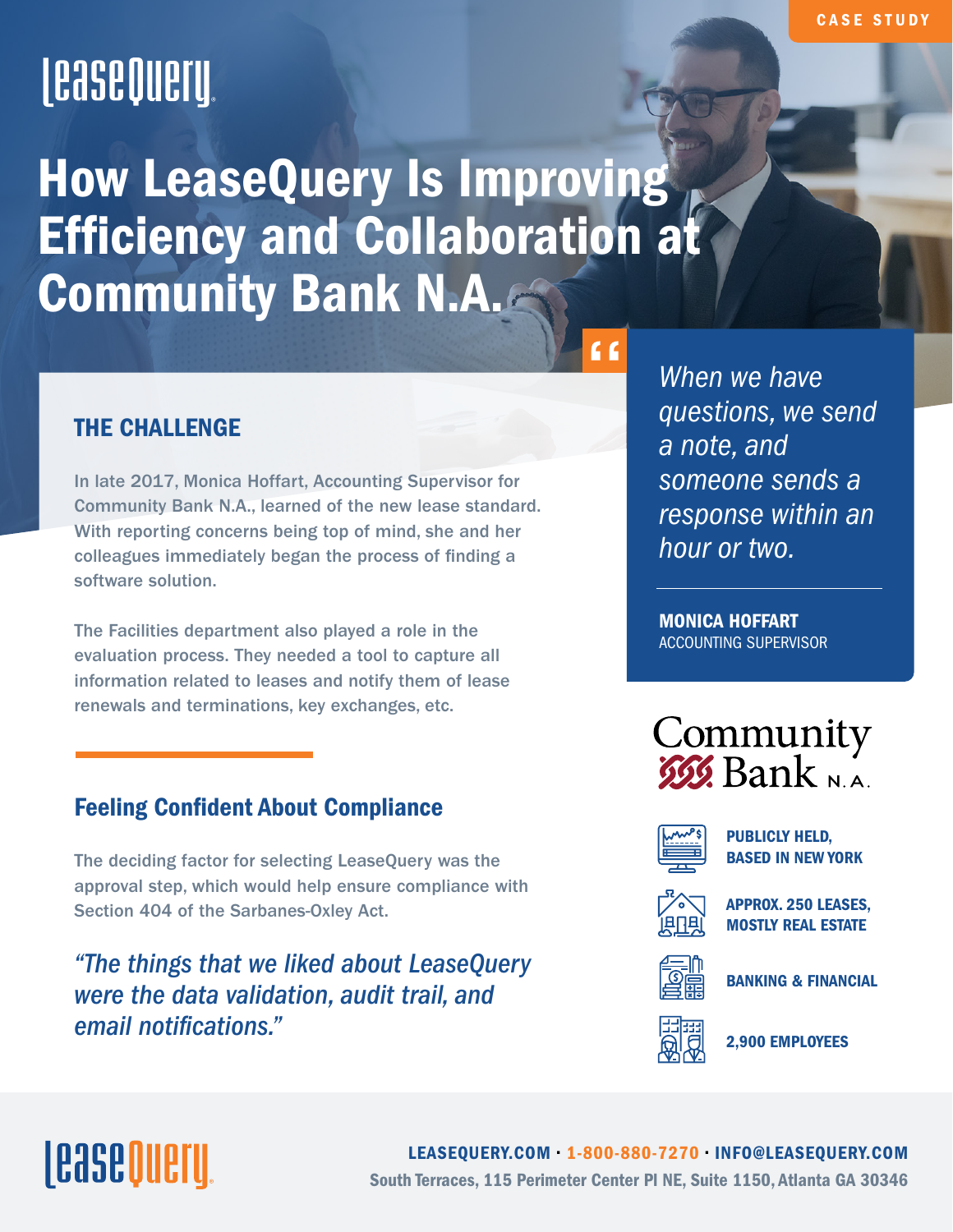CASE STUDY

LeaseQuery

# How LeaseQuery Is Improving Efficiency and Collaboration at Community Bank N.A.

## THE CHALLENGE

In late 2017, Monica Hoffart, Accounting Supervisor for Community Bank N.A., learned of the new lease standard. With reporting concerns being top of mind, she and her colleagues immediately began the process of finding a software solution.

The Facilities department also played a role in the evaluation process. They needed a tool to capture all information related to leases and notify them of lease renewals and terminations, key exchanges, etc.

> *When we have questions, we send a note, and someone sends a response within an hour or two.*
>
> **MONICA HOFFART**
> ACCOUNTING SUPERVISOR

## Feeling Confident About Compliance

The deciding factor for selecting LeaseQuery was the approval step, which would help ensure compliance with Section 404 of the Sarbanes-Oxley Act.

*"The things that we liked about LeaseQuery were the data validation, audit trail, and email notifications."*

Community Bank N.A.

- **PUBLICLY HELD, BASED IN NEW YORK**
- **APPROX. 250 LEASES, MOSTLY REAL ESTATE**
- **BANKING & FINANCIAL**
- **2,900 EMPLOYEES**

LeaseQuery

**LEASEQUERY.COM · 1-800-880-7270 · INFO@LEASEQUERY.COM**
South Terraces, 115 Perimeter Center Pl NE, Suite 1150, Atlanta GA 30346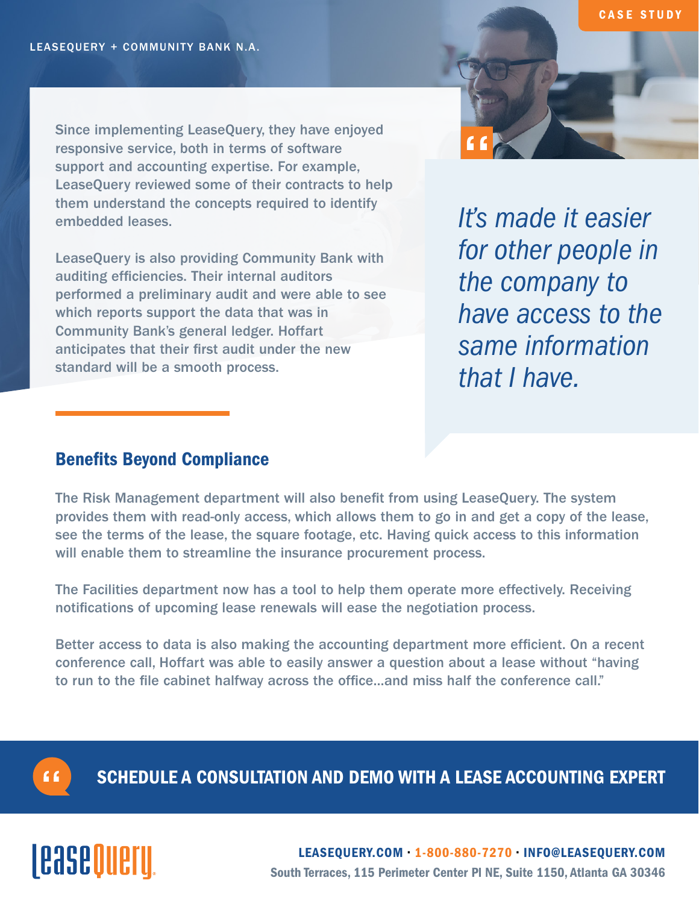Since implementing LeaseQuery, they have enjoyed responsive service, both in terms of software support and accounting expertise. For example, LeaseQuery reviewed some of their contracts to help them understand the concepts required to identify embedded leases.

LeaseQuery is also providing Community Bank with auditing efficiencies. Their internal auditors performed a preliminary audit and were able to see which reports support the data that was in Community Bank's general ledger. Hoffart anticipates that their first audit under the new standard will be a smooth process.

> *It's made it easier for other people in the company to have access to the same information that I have.*

## Benefits Beyond Compliance

The Risk Management department will also benefit from using LeaseQuery. The system provides them with read-only access, which allows them to go in and get a copy of the lease, see the terms of the lease, the square footage, etc. Having quick access to this information will enable them to streamline the insurance procurement process.

The Facilities department now has a tool to help them operate more effectively. Receiving notifications of upcoming lease renewals will ease the negotiation process.

Better access to data is also making the accounting department more efficient. On a recent conference call, Hoffart was able to easily answer a question about a lease without "having to run to the file cabinet halfway across the office...and miss half the conference call."

**SCHEDULE A CONSULTATION AND DEMO WITH A LEASE ACCOUNTING EXPERT**

LeaseQuery

**LEASEQUERY.COM · 1-800-880-7270 · INFO@LEASEQUERY.COM**
South Terraces, 115 Perimeter Center Pl NE, Suite 1150, Atlanta GA 30346